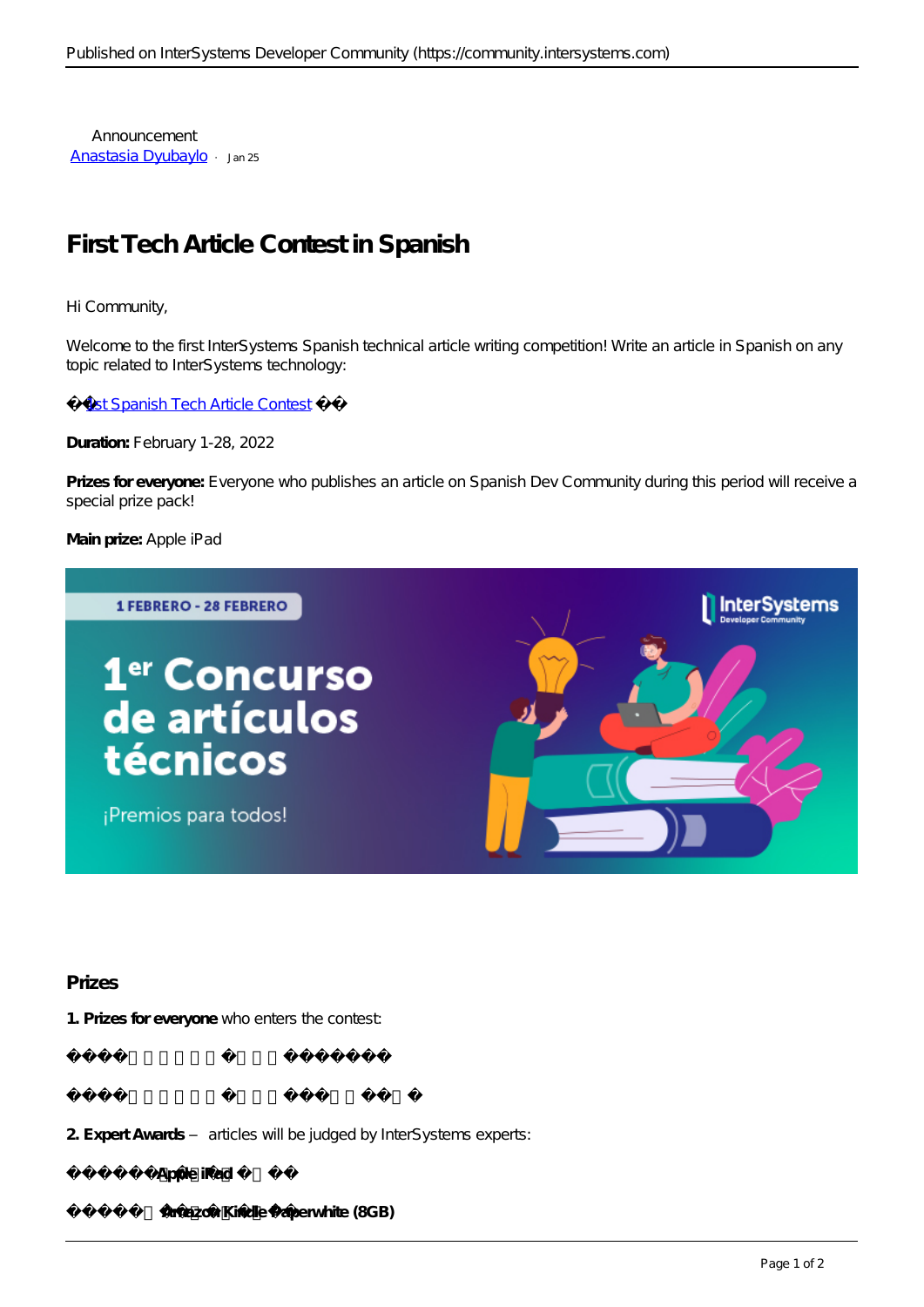Announcement [Anastasia Dyubaylo](https://community.intersystems.com/user/anastasia-dyubaylo) · Jan 25

## **First Tech Article Contest in Spanish**

Hi Community,

Welcome to the first InterSystems Spanish technical article writing competition! Write an article in Spanish on any topic related to InterSystems technology:

[1st Spanish Tech Article Contest](https://es.community.intersystems.com/contests/1)

**Duration:** February 1-28, 2022

**Prizes for everyone:** Everyone who publishes an article on Spanish Dev Community during this period will receive a special prize pack!

**Main prize:** Apple iPad



## **Prizes**

**1. Prizes for everyone** who enters the contest:

InterSystems hoody

InterSystems sticker

**2. Expert Awards** – articles will be judged by InterSystems experts:

1st plac**<sub>@pple</sub> iPad** 

2nd plac<sup>a</sup>mazon Kindle Paperwhite (8GB)